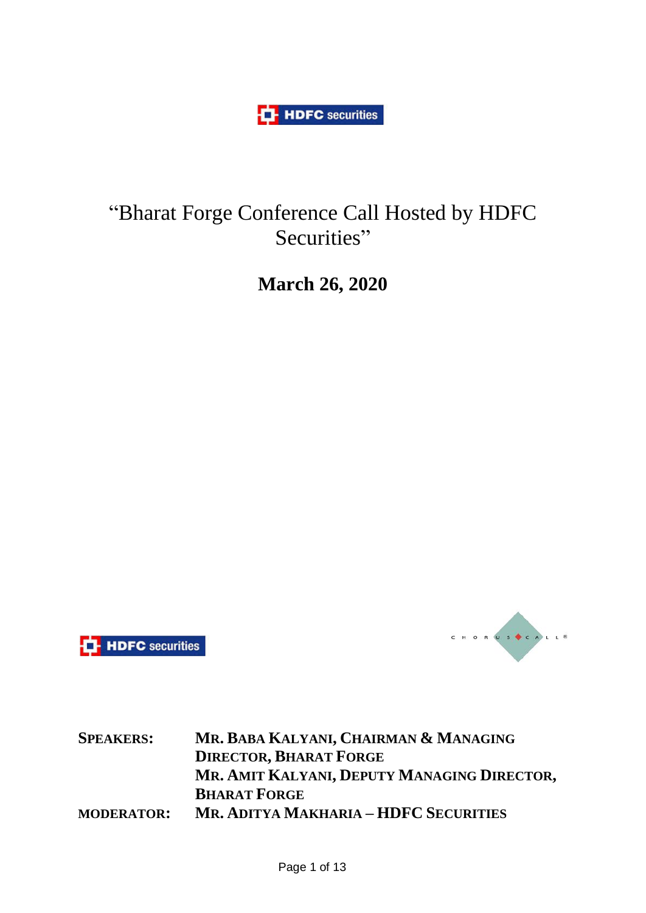# "Bharat Forge Conference Call Hosted by HDFC Securities"

**March 26, 2020**

| | |
|---|---|
| **SPEAKERS:** | **MR. BABA KALYANI, CHAIRMAN & MANAGING DIRECTOR, BHARAT FORGE** |
| | **MR. AMIT KALYANI, DEPUTY MANAGING DIRECTOR, BHARAT FORGE** |
| **MODERATOR:** | **MR. ADITYA MAKHARIA – HDFC SECURITIES** |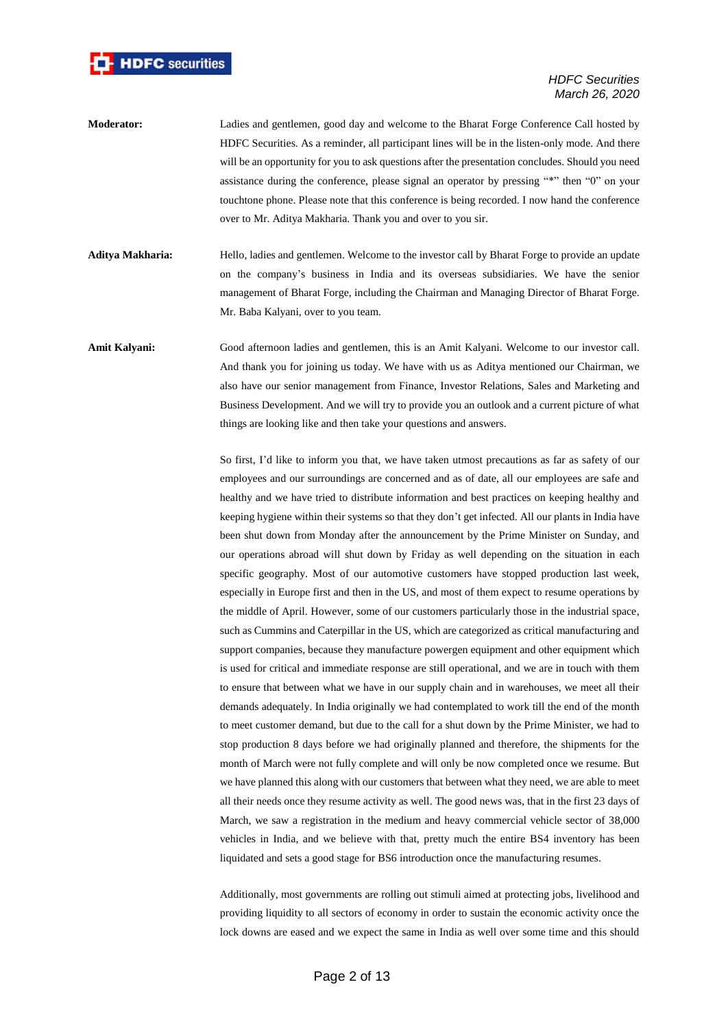**Moderator:** Ladies and gentlemen, good day and welcome to the Bharat Forge Conference Call hosted by HDFC Securities. As a reminder, all participant lines will be in the listen-only mode. And there will be an opportunity for you to ask questions after the presentation concludes. Should you need assistance during the conference, please signal an operator by pressing "*" then "0" on your touchtone phone. Please note that this conference is being recorded. I now hand the conference over to Mr. Aditya Makharia. Thank you and over to you sir.

**Aditya Makharia:** Hello, ladies and gentlemen. Welcome to the investor call by Bharat Forge to provide an update on the company's business in India and its overseas subsidiaries. We have the senior management of Bharat Forge, including the Chairman and Managing Director of Bharat Forge. Mr. Baba Kalyani, over to you team.

**Amit Kalyani:** Good afternoon ladies and gentlemen, this is an Amit Kalyani. Welcome to our investor call. And thank you for joining us today. We have with us as Aditya mentioned our Chairman, we also have our senior management from Finance, Investor Relations, Sales and Marketing and Business Development. And we will try to provide you an outlook and a current picture of what things are looking like and then take your questions and answers.

So first, I'd like to inform you that, we have taken utmost precautions as far as safety of our employees and our surroundings are concerned and as of date, all our employees are safe and healthy and we have tried to distribute information and best practices on keeping healthy and keeping hygiene within their systems so that they don't get infected. All our plants in India have been shut down from Monday after the announcement by the Prime Minister on Sunday, and our operations abroad will shut down by Friday as well depending on the situation in each specific geography. Most of our automotive customers have stopped production last week, especially in Europe first and then in the US, and most of them expect to resume operations by the middle of April. However, some of our customers particularly those in the industrial space, such as Cummins and Caterpillar in the US, which are categorized as critical manufacturing and support companies, because they manufacture powergen equipment and other equipment which is used for critical and immediate response are still operational, and we are in touch with them to ensure that between what we have in our supply chain and in warehouses, we meet all their demands adequately. In India originally we had contemplated to work till the end of the month to meet customer demand, but due to the call for a shut down by the Prime Minister, we had to stop production 8 days before we had originally planned and therefore, the shipments for the month of March were not fully complete and will only be now completed once we resume. But we have planned this along with our customers that between what they need, we are able to meet all their needs once they resume activity as well. The good news was, that in the first 23 days of March, we saw a registration in the medium and heavy commercial vehicle sector of 38,000 vehicles in India, and we believe with that, pretty much the entire BS4 inventory has been liquidated and sets a good stage for BS6 introduction once the manufacturing resumes.

Additionally, most governments are rolling out stimuli aimed at protecting jobs, livelihood and providing liquidity to all sectors of economy in order to sustain the economic activity once the lock downs are eased and we expect the same in India as well over some time and this should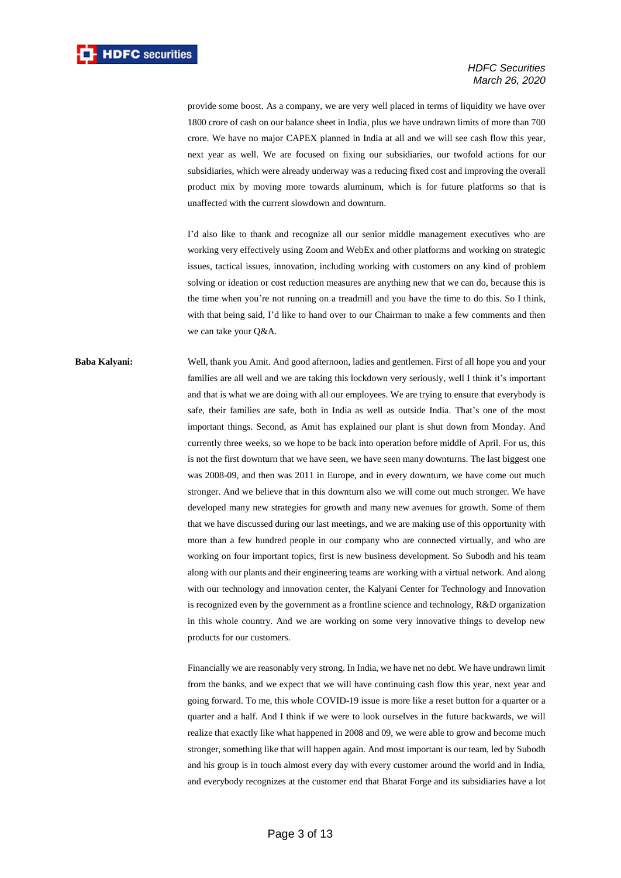provide some boost. As a company, we are very well placed in terms of liquidity we have over 1800 crore of cash on our balance sheet in India, plus we have undrawn limits of more than 700 crore. We have no major CAPEX planned in India at all and we will see cash flow this year, next year as well. We are focused on fixing our subsidiaries, our twofold actions for our subsidiaries, which were already underway was a reducing fixed cost and improving the overall product mix by moving more towards aluminum, which is for future platforms so that is unaffected with the current slowdown and downturn.

I'd also like to thank and recognize all our senior middle management executives who are working very effectively using Zoom and WebEx and other platforms and working on strategic issues, tactical issues, innovation, including working with customers on any kind of problem solving or ideation or cost reduction measures are anything new that we can do, because this is the time when you're not running on a treadmill and you have the time to do this. So I think, with that being said, I'd like to hand over to our Chairman to make a few comments and then we can take your Q&A.

**Baba Kalyani:** Well, thank you Amit. And good afternoon, ladies and gentlemen. First of all hope you and your families are all well and we are taking this lockdown very seriously, well I think it's important and that is what we are doing with all our employees. We are trying to ensure that everybody is safe, their families are safe, both in India as well as outside India. That's one of the most important things. Second, as Amit has explained our plant is shut down from Monday. And currently three weeks, so we hope to be back into operation before middle of April. For us, this is not the first downturn that we have seen, we have seen many downturns. The last biggest one was 2008-09, and then was 2011 in Europe, and in every downturn, we have come out much stronger. And we believe that in this downturn also we will come out much stronger. We have developed many new strategies for growth and many new avenues for growth. Some of them that we have discussed during our last meetings, and we are making use of this opportunity with more than a few hundred people in our company who are connected virtually, and who are working on four important topics, first is new business development. So Subodh and his team along with our plants and their engineering teams are working with a virtual network. And along with our technology and innovation center, the Kalyani Center for Technology and Innovation is recognized even by the government as a frontline science and technology, R&D organization in this whole country. And we are working on some very innovative things to develop new products for our customers.

Financially we are reasonably very strong. In India, we have net no debt. We have undrawn limit from the banks, and we expect that we will have continuing cash flow this year, next year and going forward. To me, this whole COVID-19 issue is more like a reset button for a quarter or a quarter and a half. And I think if we were to look ourselves in the future backwards, we will realize that exactly like what happened in 2008 and 09, we were able to grow and become much stronger, something like that will happen again. And most important is our team, led by Subodh and his group is in touch almost every day with every customer around the world and in India, and everybody recognizes at the customer end that Bharat Forge and its subsidiaries have a lot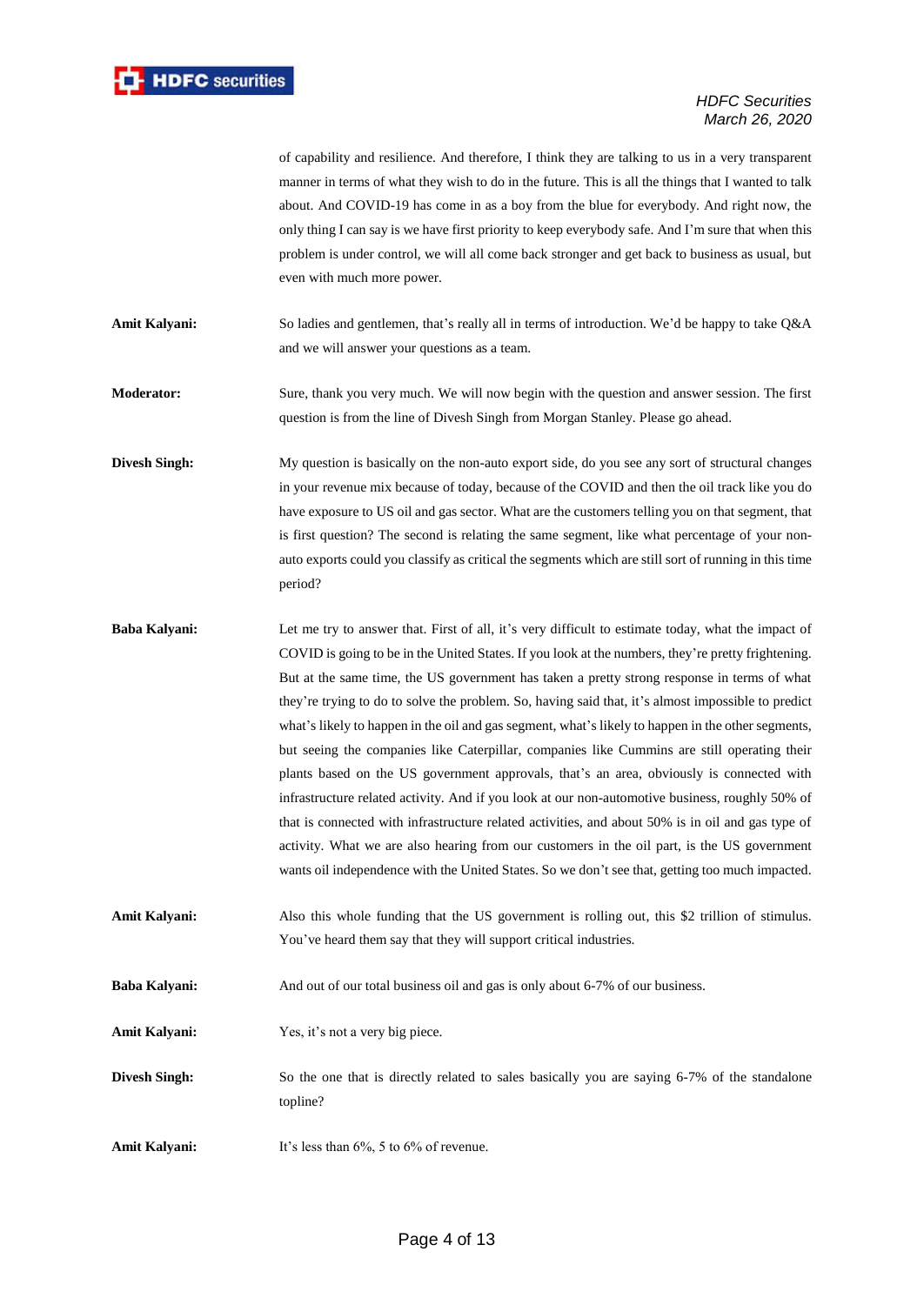of capability and resilience. And therefore, I think they are talking to us in a very transparent manner in terms of what they wish to do in the future. This is all the things that I wanted to talk about. And COVID-19 has come in as a boy from the blue for everybody. And right now, the only thing I can say is we have first priority to keep everybody safe. And I'm sure that when this problem is under control, we will all come back stronger and get back to business as usual, but even with much more power.

**Amit Kalyani:** So ladies and gentlemen, that's really all in terms of introduction. We'd be happy to take Q&A and we will answer your questions as a team.

**Moderator:** Sure, thank you very much. We will now begin with the question and answer session. The first question is from the line of Divesh Singh from Morgan Stanley. Please go ahead.

**Divesh Singh:** My question is basically on the non-auto export side, do you see any sort of structural changes in your revenue mix because of today, because of the COVID and then the oil track like you do have exposure to US oil and gas sector. What are the customers telling you on that segment, that is first question? The second is relating the same segment, like what percentage of your non-auto exports could you classify as critical the segments which are still sort of running in this time period?

**Baba Kalyani:** Let me try to answer that. First of all, it's very difficult to estimate today, what the impact of COVID is going to be in the United States. If you look at the numbers, they're pretty frightening. But at the same time, the US government has taken a pretty strong response in terms of what they're trying to do to solve the problem. So, having said that, it's almost impossible to predict what's likely to happen in the oil and gas segment, what's likely to happen in the other segments, but seeing the companies like Caterpillar, companies like Cummins are still operating their plants based on the US government approvals, that's an area, obviously is connected with infrastructure related activity. And if you look at our non-automotive business, roughly 50% of that is connected with infrastructure related activities, and about 50% is in oil and gas type of activity. What we are also hearing from our customers in the oil part, is the US government wants oil independence with the United States. So we don't see that, getting too much impacted.

**Amit Kalyani:** Also this whole funding that the US government is rolling out, this $2 trillion of stimulus. You've heard them say that they will support critical industries.

**Baba Kalyani:** And out of our total business oil and gas is only about 6-7% of our business.

**Amit Kalyani:** Yes, it's not a very big piece.

**Divesh Singh:** So the one that is directly related to sales basically you are saying 6-7% of the standalone topline?

**Amit Kalyani:** It's less than 6%, 5 to 6% of revenue.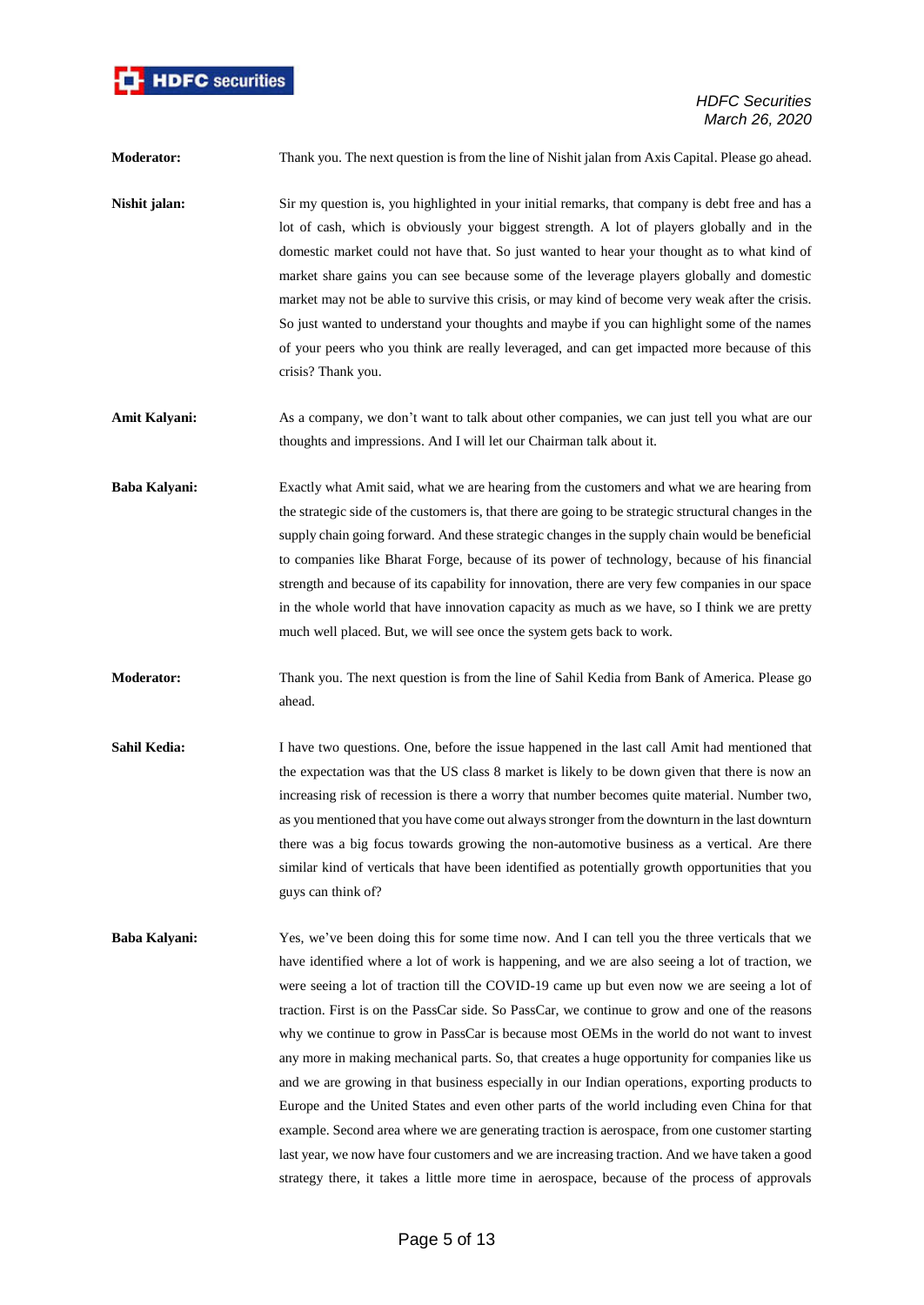**Moderator:** Thank you. The next question is from the line of Nishit jalan from Axis Capital. Please go ahead.

**Nishit jalan:** Sir my question is, you highlighted in your initial remarks, that company is debt free and has a lot of cash, which is obviously your biggest strength. A lot of players globally and in the domestic market could not have that. So just wanted to hear your thought as to what kind of market share gains you can see because some of the leverage players globally and domestic market may not be able to survive this crisis, or may kind of become very weak after the crisis. So just wanted to understand your thoughts and maybe if you can highlight some of the names of your peers who you think are really leveraged, and can get impacted more because of this crisis? Thank you.

**Amit Kalyani:** As a company, we don't want to talk about other companies, we can just tell you what are our thoughts and impressions. And I will let our Chairman talk about it.

**Baba Kalyani:** Exactly what Amit said, what we are hearing from the customers and what we are hearing from the strategic side of the customers is, that there are going to be strategic structural changes in the supply chain going forward. And these strategic changes in the supply chain would be beneficial to companies like Bharat Forge, because of its power of technology, because of his financial strength and because of its capability for innovation, there are very few companies in our space in the whole world that have innovation capacity as much as we have, so I think we are pretty much well placed. But, we will see once the system gets back to work.

**Moderator:** Thank you. The next question is from the line of Sahil Kedia from Bank of America. Please go ahead.

**Sahil Kedia:** I have two questions. One, before the issue happened in the last call Amit had mentioned that the expectation was that the US class 8 market is likely to be down given that there is now an increasing risk of recession is there a worry that number becomes quite material. Number two, as you mentioned that you have come out always stronger from the downturn in the last downturn there was a big focus towards growing the non-automotive business as a vertical. Are there similar kind of verticals that have been identified as potentially growth opportunities that you guys can think of?

**Baba Kalyani:** Yes, we've been doing this for some time now. And I can tell you the three verticals that we have identified where a lot of work is happening, and we are also seeing a lot of traction, we were seeing a lot of traction till the COVID-19 came up but even now we are seeing a lot of traction. First is on the PassCar side. So PassCar, we continue to grow and one of the reasons why we continue to grow in PassCar is because most OEMs in the world do not want to invest any more in making mechanical parts. So, that creates a huge opportunity for companies like us and we are growing in that business especially in our Indian operations, exporting products to Europe and the United States and even other parts of the world including even China for that example. Second area where we are generating traction is aerospace, from one customer starting last year, we now have four customers and we are increasing traction. And we have taken a good strategy there, it takes a little more time in aerospace, because of the process of approvals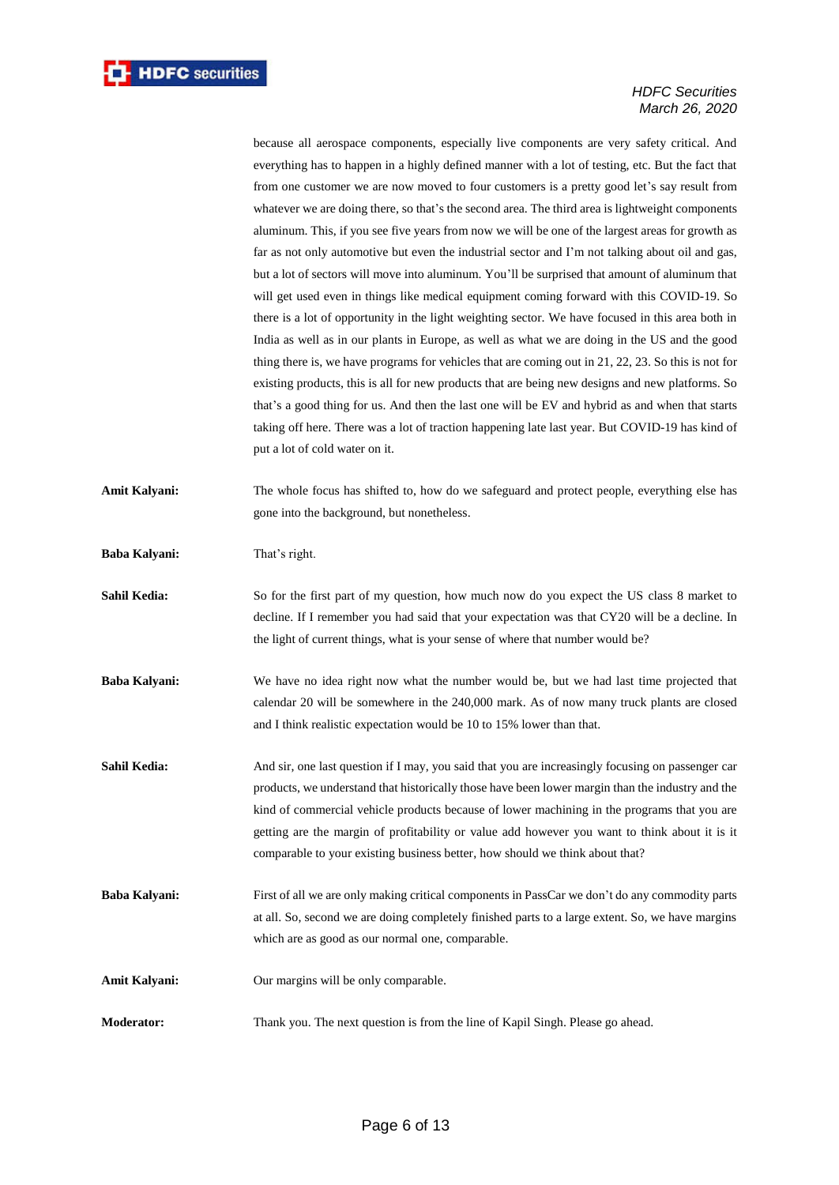because all aerospace components, especially live components are very safety critical. And everything has to happen in a highly defined manner with a lot of testing, etc. But the fact that from one customer we are now moved to four customers is a pretty good let's say result from whatever we are doing there, so that's the second area. The third area is lightweight components aluminum. This, if you see five years from now we will be one of the largest areas for growth as far as not only automotive but even the industrial sector and I'm not talking about oil and gas, but a lot of sectors will move into aluminum. You'll be surprised that amount of aluminum that will get used even in things like medical equipment coming forward with this COVID-19. So there is a lot of opportunity in the light weighting sector. We have focused in this area both in India as well as in our plants in Europe, as well as what we are doing in the US and the good thing there is, we have programs for vehicles that are coming out in 21, 22, 23. So this is not for existing products, this is all for new products that are being new designs and new platforms. So that's a good thing for us. And then the last one will be EV and hybrid as and when that starts taking off here. There was a lot of traction happening late last year. But COVID-19 has kind of put a lot of cold water on it.

**Amit Kalyani:** The whole focus has shifted to, how do we safeguard and protect people, everything else has gone into the background, but nonetheless.

**Baba Kalyani:** That's right.

**Sahil Kedia:** So for the first part of my question, how much now do you expect the US class 8 market to decline. If I remember you had said that your expectation was that CY20 will be a decline. In the light of current things, what is your sense of where that number would be?

**Baba Kalyani:** We have no idea right now what the number would be, but we had last time projected that calendar 20 will be somewhere in the 240,000 mark. As of now many truck plants are closed and I think realistic expectation would be 10 to 15% lower than that.

**Sahil Kedia:** And sir, one last question if I may, you said that you are increasingly focusing on passenger car products, we understand that historically those have been lower margin than the industry and the kind of commercial vehicle products because of lower machining in the programs that you are getting are the margin of profitability or value add however you want to think about it is it comparable to your existing business better, how should we think about that?

**Baba Kalyani:** First of all we are only making critical components in PassCar we don't do any commodity parts at all. So, second we are doing completely finished parts to a large extent. So, we have margins which are as good as our normal one, comparable.

**Amit Kalyani:** Our margins will be only comparable.

**Moderator:** Thank you. The next question is from the line of Kapil Singh. Please go ahead.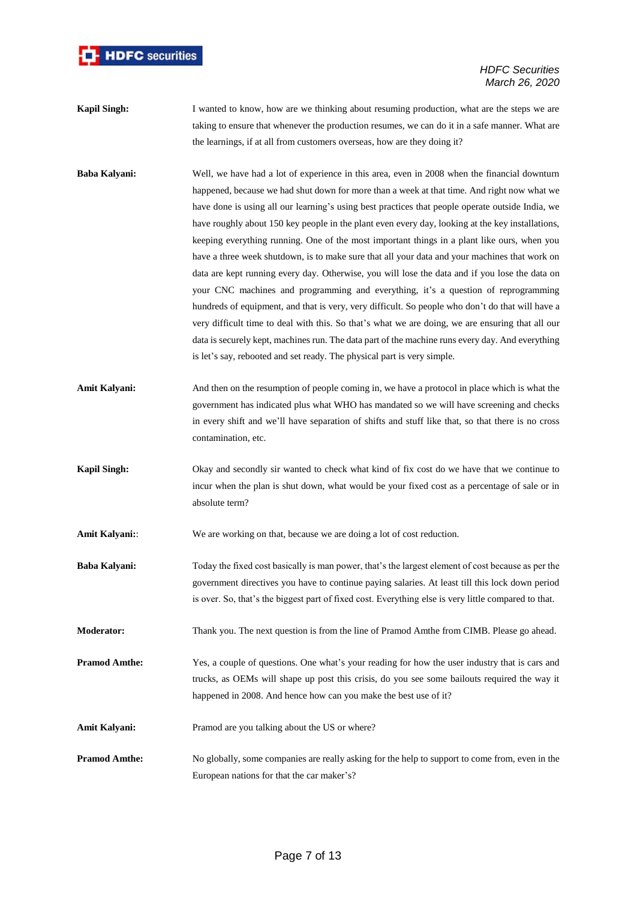**Kapil Singh:** I wanted to know, how are we thinking about resuming production, what are the steps we are taking to ensure that whenever the production resumes, we can do it in a safe manner. What are the learnings, if at all from customers overseas, how are they doing it?

**Baba Kalyani:** Well, we have had a lot of experience in this area, even in 2008 when the financial downturn happened, because we had shut down for more than a week at that time. And right now what we have done is using all our learning's using best practices that people operate outside India, we have roughly about 150 key people in the plant even every day, looking at the key installations, keeping everything running. One of the most important things in a plant like ours, when you have a three week shutdown, is to make sure that all your data and your machines that work on data are kept running every day. Otherwise, you will lose the data and if you lose the data on your CNC machines and programming and everything, it's a question of reprogramming hundreds of equipment, and that is very, very difficult. So people who don't do that will have a very difficult time to deal with this. So that's what we are doing, we are ensuring that all our data is securely kept, machines run. The data part of the machine runs every day. And everything is let's say, rebooted and set ready. The physical part is very simple.

**Amit Kalyani:** And then on the resumption of people coming in, we have a protocol in place which is what the government has indicated plus what WHO has mandated so we will have screening and checks in every shift and we'll have separation of shifts and stuff like that, so that there is no cross contamination, etc.

**Kapil Singh:** Okay and secondly sir wanted to check what kind of fix cost do we have that we continue to incur when the plan is shut down, what would be your fixed cost as a percentage of sale or in absolute term?

**Amit Kalyani::** We are working on that, because we are doing a lot of cost reduction.

**Baba Kalyani:** Today the fixed cost basically is man power, that's the largest element of cost because as per the government directives you have to continue paying salaries. At least till this lock down period is over. So, that's the biggest part of fixed cost. Everything else is very little compared to that.

**Moderator:** Thank you. The next question is from the line of Pramod Amthe from CIMB. Please go ahead.

**Pramod Amthe:** Yes, a couple of questions. One what's your reading for how the user industry that is cars and trucks, as OEMs will shape up post this crisis, do you see some bailouts required the way it happened in 2008. And hence how can you make the best use of it?

**Amit Kalyani:** Pramod are you talking about the US or where?

**Pramod Amthe:** No globally, some companies are really asking for the help to support to come from, even in the European nations for that the car maker's?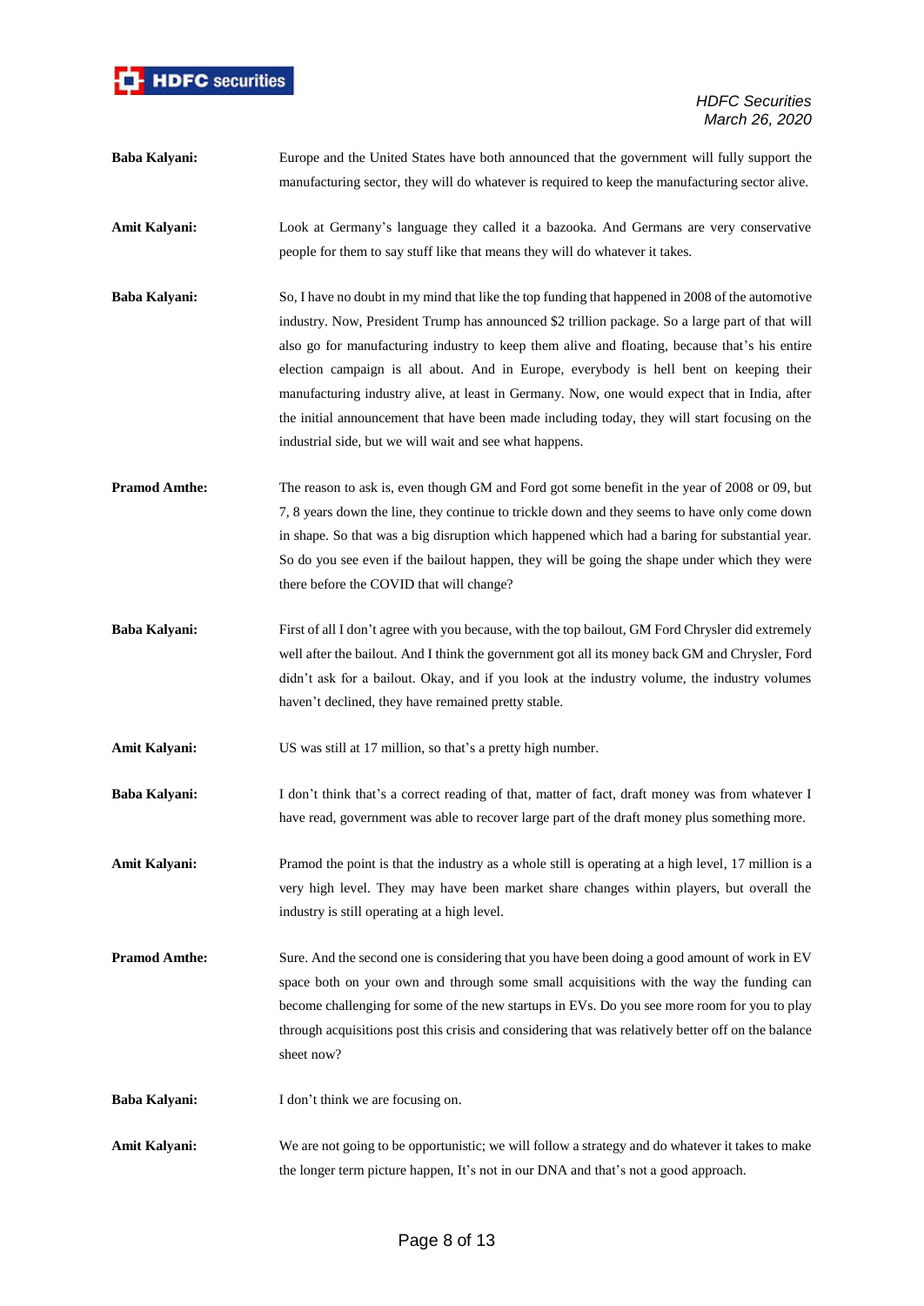**Baba Kalyani:** Europe and the United States have both announced that the government will fully support the manufacturing sector, they will do whatever is required to keep the manufacturing sector alive.

**Amit Kalyani:** Look at Germany's language they called it a bazooka. And Germans are very conservative people for them to say stuff like that means they will do whatever it takes.

**Baba Kalyani:** So, I have no doubt in my mind that like the top funding that happened in 2008 of the automotive industry. Now, President Trump has announced $2 trillion package. So a large part of that will also go for manufacturing industry to keep them alive and floating, because that's his entire election campaign is all about. And in Europe, everybody is hell bent on keeping their manufacturing industry alive, at least in Germany. Now, one would expect that in India, after the initial announcement that have been made including today, they will start focusing on the industrial side, but we will wait and see what happens.

**Pramod Amthe:** The reason to ask is, even though GM and Ford got some benefit in the year of 2008 or 09, but 7, 8 years down the line, they continue to trickle down and they seems to have only come down in shape. So that was a big disruption which happened which had a baring for substantial year. So do you see even if the bailout happen, they will be going the shape under which they were there before the COVID that will change?

**Baba Kalyani:** First of all I don't agree with you because, with the top bailout, GM Ford Chrysler did extremely well after the bailout. And I think the government got all its money back GM and Chrysler, Ford didn't ask for a bailout. Okay, and if you look at the industry volume, the industry volumes haven't declined, they have remained pretty stable.

**Amit Kalyani:** US was still at 17 million, so that's a pretty high number.

**Baba Kalyani:** I don't think that's a correct reading of that, matter of fact, draft money was from whatever I have read, government was able to recover large part of the draft money plus something more.

**Amit Kalyani:** Pramod the point is that the industry as a whole still is operating at a high level, 17 million is a very high level. They may have been market share changes within players, but overall the industry is still operating at a high level.

**Pramod Amthe:** Sure. And the second one is considering that you have been doing a good amount of work in EV space both on your own and through some small acquisitions with the way the funding can become challenging for some of the new startups in EVs. Do you see more room for you to play through acquisitions post this crisis and considering that was relatively better off on the balance sheet now?

**Baba Kalyani:** I don't think we are focusing on.

**Amit Kalyani:** We are not going to be opportunistic; we will follow a strategy and do whatever it takes to make the longer term picture happen, It's not in our DNA and that's not a good approach.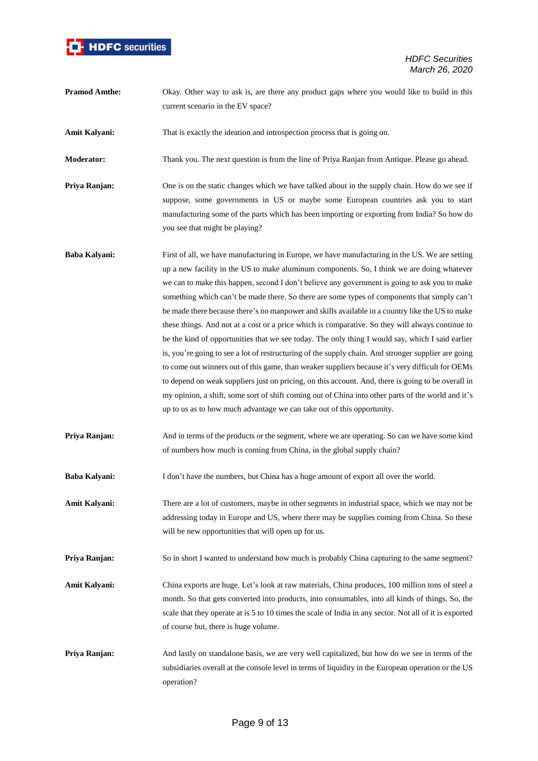**Pramod Amthe:** Okay. Other way to ask is, are there any product gaps where you would like to build in this current scenario in the EV space?

**Amit Kalyani:** That is exactly the ideation and introspection process that is going on.

**Moderator:** Thank you. The next question is from the line of Priya Ranjan from Antique. Please go ahead.

**Priya Ranjan:** One is on the static changes which we have talked about in the supply chain. How do we see if suppose, some governments in US or maybe some European countries ask you to start manufacturing some of the parts which has been importing or exporting from India? So how do you see that might be playing?

**Baba Kalyani:** First of all, we have manufacturing in Europe, we have manufacturing in the US. We are setting up a new facility in the US to make aluminum components. So, I think we are doing whatever we can to make this happen, second I don't believe any government is going to ask you to make something which can't be made there. So there are some types of components that simply can't be made there because there's no manpower and skills available in a country like the US to make these things. And not at a cost or a price which is comparative. So they will always continue to be the kind of opportunities that we see today. The only thing I would say, which I said earlier is, you're going to see a lot of restructuring of the supply chain. And stronger supplier are going to come out winners out of this game, than weaker suppliers because it's very difficult for OEMs to depend on weak suppliers just on pricing, on this account. And, there is going to be overall in my opinion, a shift, some sort of shift coming out of China into other parts of the world and it's up to us as to how much advantage we can take out of this opportunity.

**Priya Ranjan:** And in terms of the products or the segment, where we are operating. So can we have some kind of numbers how much is coming from China, in the global supply chain?

**Baba Kalyani:** I don't have the numbers, but China has a huge amount of export all over the world.

**Amit Kalyani:** There are a lot of customers, maybe in other segments in industrial space, which we may not be addressing today in Europe and US, where there may be supplies coming from China. So these will be new opportunities that will open up for us.

**Priya Ranjan:** So in short I wanted to understand how much is probably China capturing to the same segment?

**Amit Kalyani:** China exports are huge. Let's look at raw materials, China produces, 100 million tons of steel a month. So that gets converted into products, into consumables, into all kinds of things. So, the scale that they operate at is 5 to 10 times the scale of India in any sector. Not all of it is exported of course but, there is huge volume.

**Priya Ranjan:** And lastly on standalone basis, we are very well capitalized, but how do we see in terms of the subsidiaries overall at the console level in terms of liquidity in the European operation or the US operation?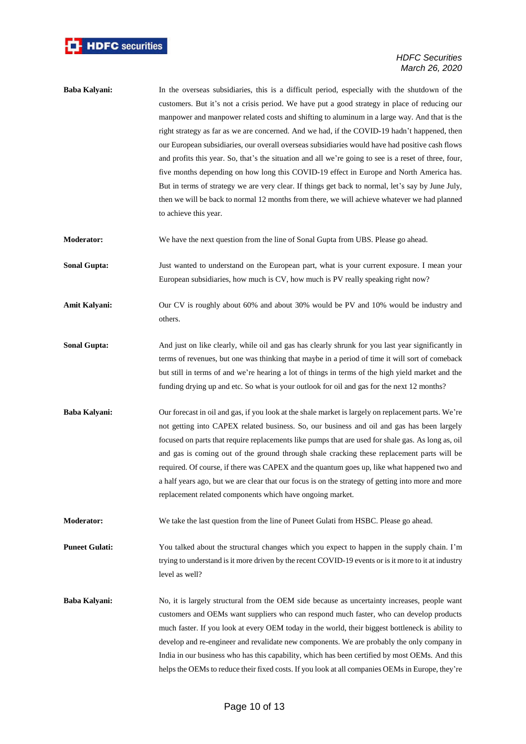**Baba Kalyani:** In the overseas subsidiaries, this is a difficult period, especially with the shutdown of the customers. But it's not a crisis period. We have put a good strategy in place of reducing our manpower and manpower related costs and shifting to aluminum in a large way. And that is the right strategy as far as we are concerned. And we had, if the COVID-19 hadn't happened, then our European subsidiaries, our overall overseas subsidiaries would have had positive cash flows and profits this year. So, that's the situation and all we're going to see is a reset of three, four, five months depending on how long this COVID-19 effect in Europe and North America has. But in terms of strategy we are very clear. If things get back to normal, let's say by June July, then we will be back to normal 12 months from there, we will achieve whatever we had planned to achieve this year.

**Moderator:** We have the next question from the line of Sonal Gupta from UBS. Please go ahead.

**Sonal Gupta:** Just wanted to understand on the European part, what is your current exposure. I mean your European subsidiaries, how much is CV, how much is PV really speaking right now?

**Amit Kalyani:** Our CV is roughly about 60% and about 30% would be PV and 10% would be industry and others.

**Sonal Gupta:** And just on like clearly, while oil and gas has clearly shrunk for you last year significantly in terms of revenues, but one was thinking that maybe in a period of time it will sort of comeback but still in terms of and we're hearing a lot of things in terms of the high yield market and the funding drying up and etc. So what is your outlook for oil and gas for the next 12 months?

**Baba Kalyani:** Our forecast in oil and gas, if you look at the shale market is largely on replacement parts. We're not getting into CAPEX related business. So, our business and oil and gas has been largely focused on parts that require replacements like pumps that are used for shale gas. As long as, oil and gas is coming out of the ground through shale cracking these replacement parts will be required. Of course, if there was CAPEX and the quantum goes up, like what happened two and a half years ago, but we are clear that our focus is on the strategy of getting into more and more replacement related components which have ongoing market.

**Moderator:** We take the last question from the line of Puneet Gulati from HSBC. Please go ahead.

**Puneet Gulati:** You talked about the structural changes which you expect to happen in the supply chain. I'm trying to understand is it more driven by the recent COVID-19 events or is it more to it at industry level as well?

**Baba Kalyani:** No, it is largely structural from the OEM side because as uncertainty increases, people want customers and OEMs want suppliers who can respond much faster, who can develop products much faster. If you look at every OEM today in the world, their biggest bottleneck is ability to develop and re-engineer and revalidate new components. We are probably the only company in India in our business who has this capability, which has been certified by most OEMs. And this helps the OEMs to reduce their fixed costs. If you look at all companies OEMs in Europe, they're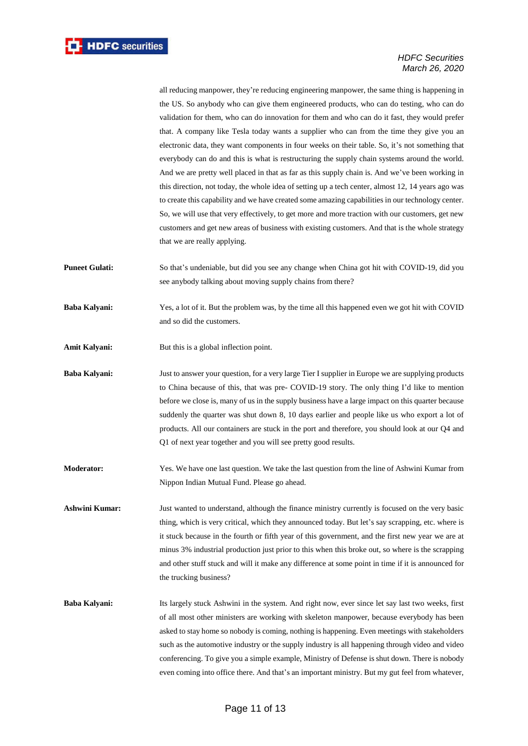all reducing manpower, they're reducing engineering manpower, the same thing is happening in the US. So anybody who can give them engineered products, who can do testing, who can do validation for them, who can do innovation for them and who can do it fast, they would prefer that. A company like Tesla today wants a supplier who can from the time they give you an electronic data, they want components in four weeks on their table. So, it's not something that everybody can do and this is what is restructuring the supply chain systems around the world. And we are pretty well placed in that as far as this supply chain is. And we've been working in this direction, not today, the whole idea of setting up a tech center, almost 12, 14 years ago was to create this capability and we have created some amazing capabilities in our technology center. So, we will use that very effectively, to get more and more traction with our customers, get new customers and get new areas of business with existing customers. And that is the whole strategy that we are really applying.

**Puneet Gulati:** So that's undeniable, but did you see any change when China got hit with COVID-19, did you see anybody talking about moving supply chains from there?

**Baba Kalyani:** Yes, a lot of it. But the problem was, by the time all this happened even we got hit with COVID and so did the customers.

**Amit Kalyani:** But this is a global inflection point.

**Baba Kalyani:** Just to answer your question, for a very large Tier I supplier in Europe we are supplying products to China because of this, that was pre- COVID-19 story. The only thing I'd like to mention before we close is, many of us in the supply business have a large impact on this quarter because suddenly the quarter was shut down 8, 10 days earlier and people like us who export a lot of products. All our containers are stuck in the port and therefore, you should look at our Q4 and Q1 of next year together and you will see pretty good results.

**Moderator:** Yes. We have one last question. We take the last question from the line of Ashwini Kumar from Nippon Indian Mutual Fund. Please go ahead.

**Ashwini Kumar:** Just wanted to understand, although the finance ministry currently is focused on the very basic thing, which is very critical, which they announced today. But let's say scrapping, etc. where is it stuck because in the fourth or fifth year of this government, and the first new year we are at minus 3% industrial production just prior to this when this broke out, so where is the scrapping and other stuff stuck and will it make any difference at some point in time if it is announced for the trucking business?

**Baba Kalyani:** Its largely stuck Ashwini in the system. And right now, ever since let say last two weeks, first of all most other ministers are working with skeleton manpower, because everybody has been asked to stay home so nobody is coming, nothing is happening. Even meetings with stakeholders such as the automotive industry or the supply industry is all happening through video and video conferencing. To give you a simple example, Ministry of Defense is shut down. There is nobody even coming into office there. And that's an important ministry. But my gut feel from whatever,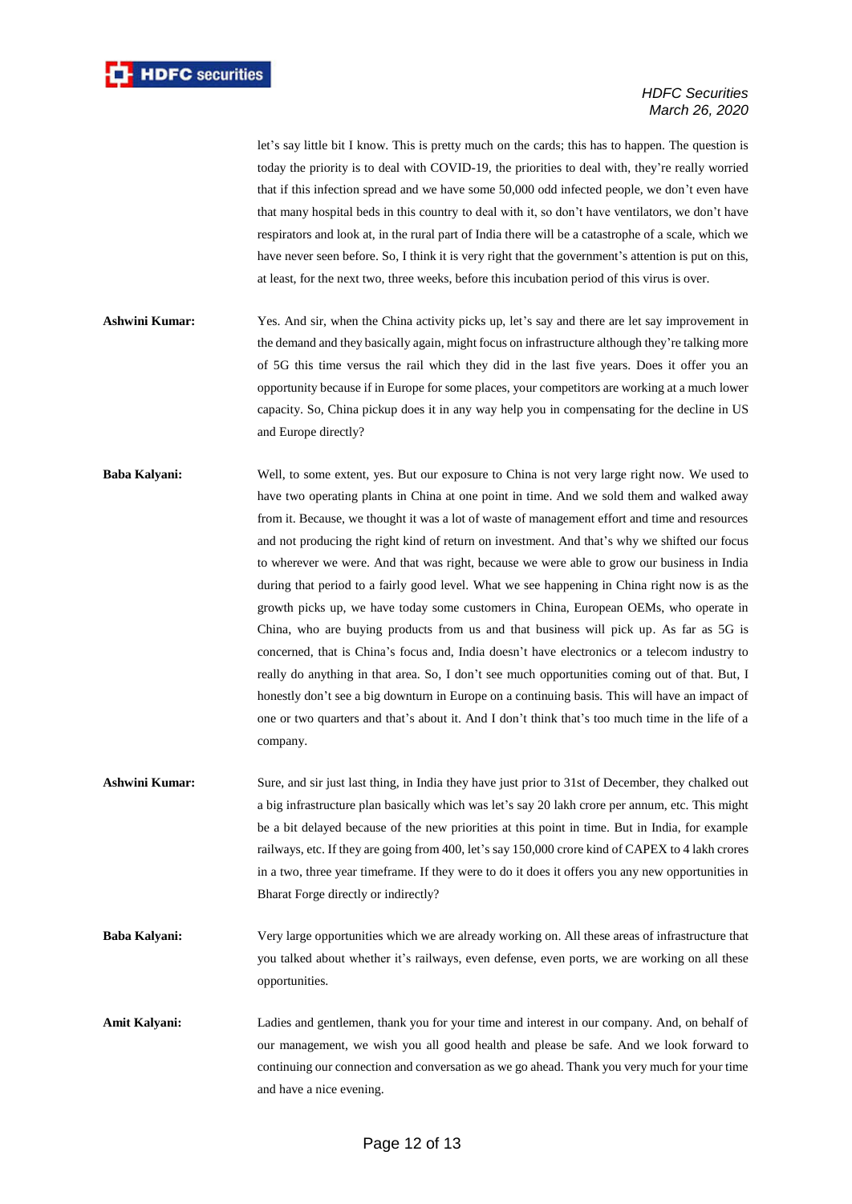let's say little bit I know. This is pretty much on the cards; this has to happen. The question is today the priority is to deal with COVID-19, the priorities to deal with, they're really worried that if this infection spread and we have some 50,000 odd infected people, we don't even have that many hospital beds in this country to deal with it, so don't have ventilators, we don't have respirators and look at, in the rural part of India there will be a catastrophe of a scale, which we have never seen before. So, I think it is very right that the government's attention is put on this, at least, for the next two, three weeks, before this incubation period of this virus is over.

**Ashwini Kumar:** Yes. And sir, when the China activity picks up, let's say and there are let say improvement in the demand and they basically again, might focus on infrastructure although they're talking more of 5G this time versus the rail which they did in the last five years. Does it offer you an opportunity because if in Europe for some places, your competitors are working at a much lower capacity. So, China pickup does it in any way help you in compensating for the decline in US and Europe directly?

**Baba Kalyani:** Well, to some extent, yes. But our exposure to China is not very large right now. We used to have two operating plants in China at one point in time. And we sold them and walked away from it. Because, we thought it was a lot of waste of management effort and time and resources and not producing the right kind of return on investment. And that's why we shifted our focus to wherever we were. And that was right, because we were able to grow our business in India during that period to a fairly good level. What we see happening in China right now is as the growth picks up, we have today some customers in China, European OEMs, who operate in China, who are buying products from us and that business will pick up. As far as 5G is concerned, that is China's focus and, India doesn't have electronics or a telecom industry to really do anything in that area. So, I don't see much opportunities coming out of that. But, I honestly don't see a big downturn in Europe on a continuing basis. This will have an impact of one or two quarters and that's about it. And I don't think that's too much time in the life of a company.

**Ashwini Kumar:** Sure, and sir just last thing, in India they have just prior to 31st of December, they chalked out a big infrastructure plan basically which was let's say 20 lakh crore per annum, etc. This might be a bit delayed because of the new priorities at this point in time. But in India, for example railways, etc. If they are going from 400, let's say 150,000 crore kind of CAPEX to 4 lakh crores in a two, three year timeframe. If they were to do it does it offers you any new opportunities in Bharat Forge directly or indirectly?

**Baba Kalyani:** Very large opportunities which we are already working on. All these areas of infrastructure that you talked about whether it's railways, even defense, even ports, we are working on all these opportunities.

**Amit Kalyani:** Ladies and gentlemen, thank you for your time and interest in our company. And, on behalf of our management, we wish you all good health and please be safe. And we look forward to continuing our connection and conversation as we go ahead. Thank you very much for your time and have a nice evening.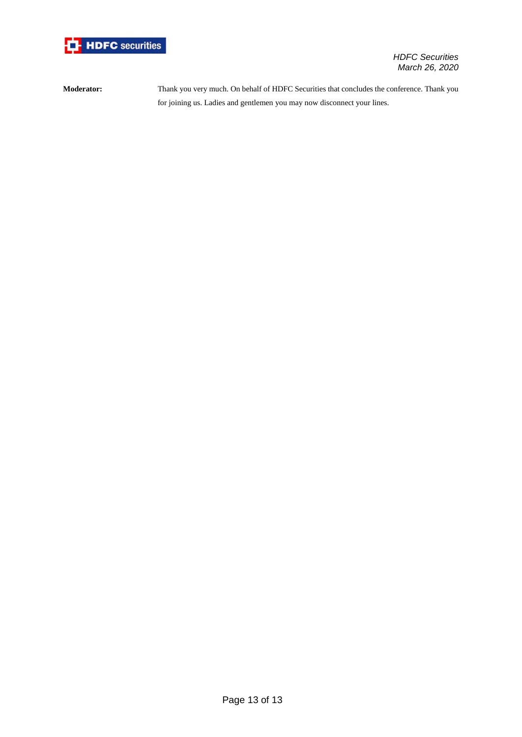**Moderator:** Thank you very much. On behalf of HDFC Securities that concludes the conference. Thank you for joining us. Ladies and gentlemen you may now disconnect your lines.